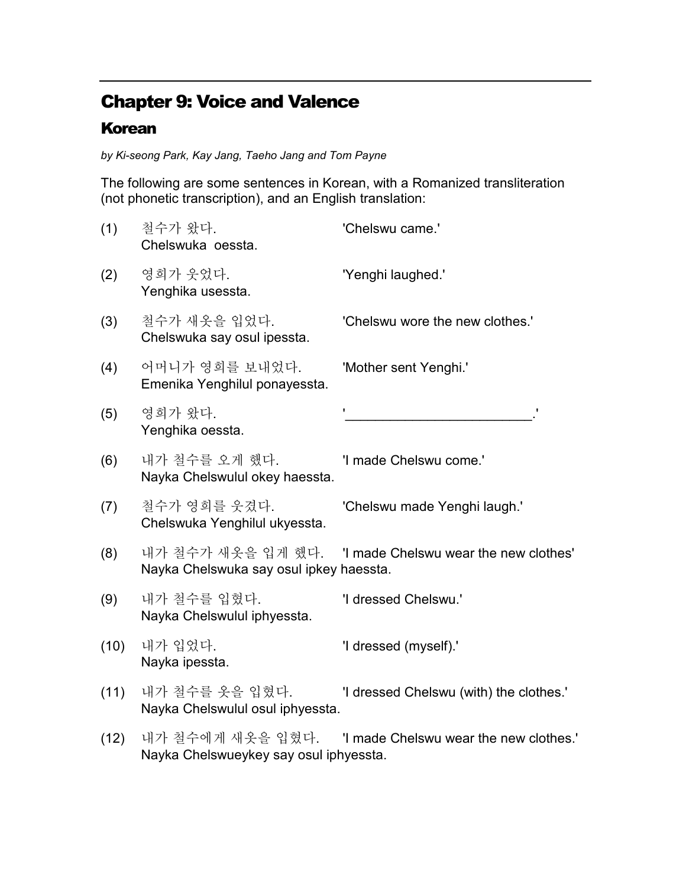# Chapter 9: Voice and Valence

## Korean

*by Ki-seong Park, Kay Jang, Taeho Jang and Tom Payne*

The following are some sentences in Korean, with a Romanized transliteration (not phonetic transcription), and an English translation:

(1) 철수가 왔다. 'Chelswu came.'
Chelswuka oessta.

(2) 영희가 웃었다. 'Yenghi laughed.'
Yenghika usessta.

(3) 철수가 새옷을 입었다. 'Chelswu wore the new clothes.'
Chelswuka say osul ipessta.

(4) 어머니가 영희를 보내었다. 'Mother sent Yenghi.'
Emenika Yenghilul ponayessta.

(5) 영희가 왔다. '________________________.'
Yenghika oessta.

(6) 내가 철수를 오게 했다. 'I made Chelswu come.'
Nayka Chelswulul okey haessta.

(7) 철수가 영희를 웃겼다. 'Chelswu made Yenghi laugh.'
Chelswuka Yenghilul ukyessta.

(8) 내가 철수가 새옷을 입게 했다. 'I made Chelswu wear the new clothes'
Nayka Chelswuka say osul ipkey haessta.

(9) 내가 철수를 입혔다. 'I dressed Chelswu.'
Nayka Chelswulul iphyessta.

(10) 내가 입었다. 'I dressed (myself).'
Nayka ipessta.

(11) 내가 철수를 옷을 입혔다. 'I dressed Chelswu (with) the clothes.'
Nayka Chelswulul osul iphyessta.

(12) 내가 철수에게 새옷을 입혔다. 'I made Chelswu wear the new clothes.'
Nayka Chelswueykey say osul iphyessta.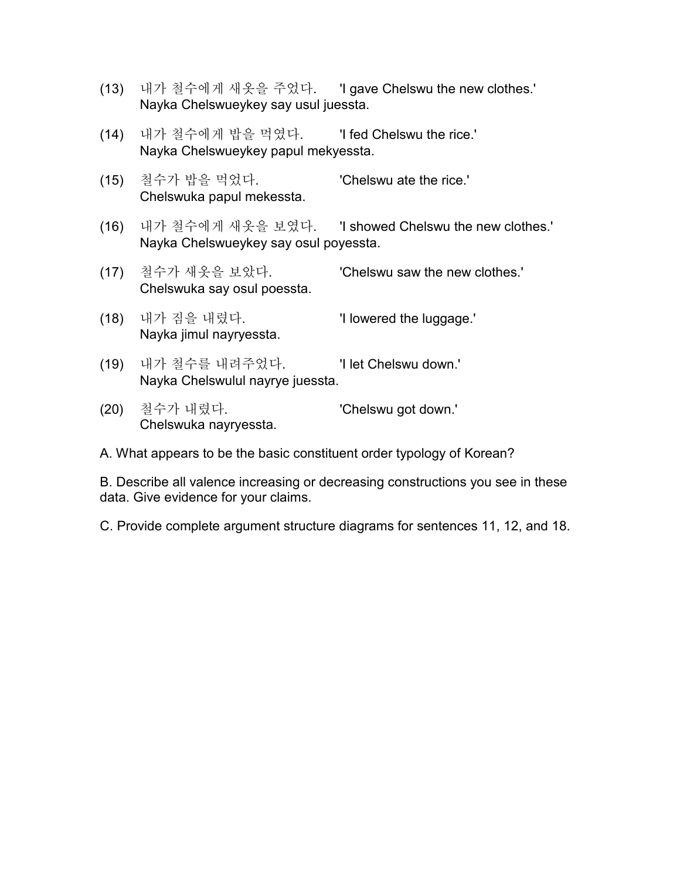(13) 내가 철수에게 새옷을 주었다. 'I gave Chelswu the new clothes.'
Nayka Chelswueykey say usul juessta.

(14) 내가 철수에게 밥을 먹였다. 'I fed Chelswu the rice.'
Nayka Chelswueykey papul mekyessta.

(15) 철수가 밥을 먹었다. 'Chelswu ate the rice.'
Chelswuka papul mekessta.

(16) 내가 철수에게 새옷을 보였다. 'I showed Chelswu the new clothes.'
Nayka Chelswueykey say osul poyessta.

(17) 철수가 새옷을 보았다. 'Chelswu saw the new clothes.'
Chelswuka say osul poessta.

(18) 내가 짐을 내렸다. 'I lowered the luggage.'
Nayka jimul nayryessta.

(19) 내가 철수를 내려주었다. 'I let Chelswu down.'
Nayka Chelswulul nayrye juessta.

(20) 철수가 내렸다. 'Chelswu got down.'
Chelswuka nayryessta.

A. What appears to be the basic constituent order typology of Korean?

B. Describe all valence increasing or decreasing constructions you see in these data. Give evidence for your claims.

C. Provide complete argument structure diagrams for sentences 11, 12, and 18.